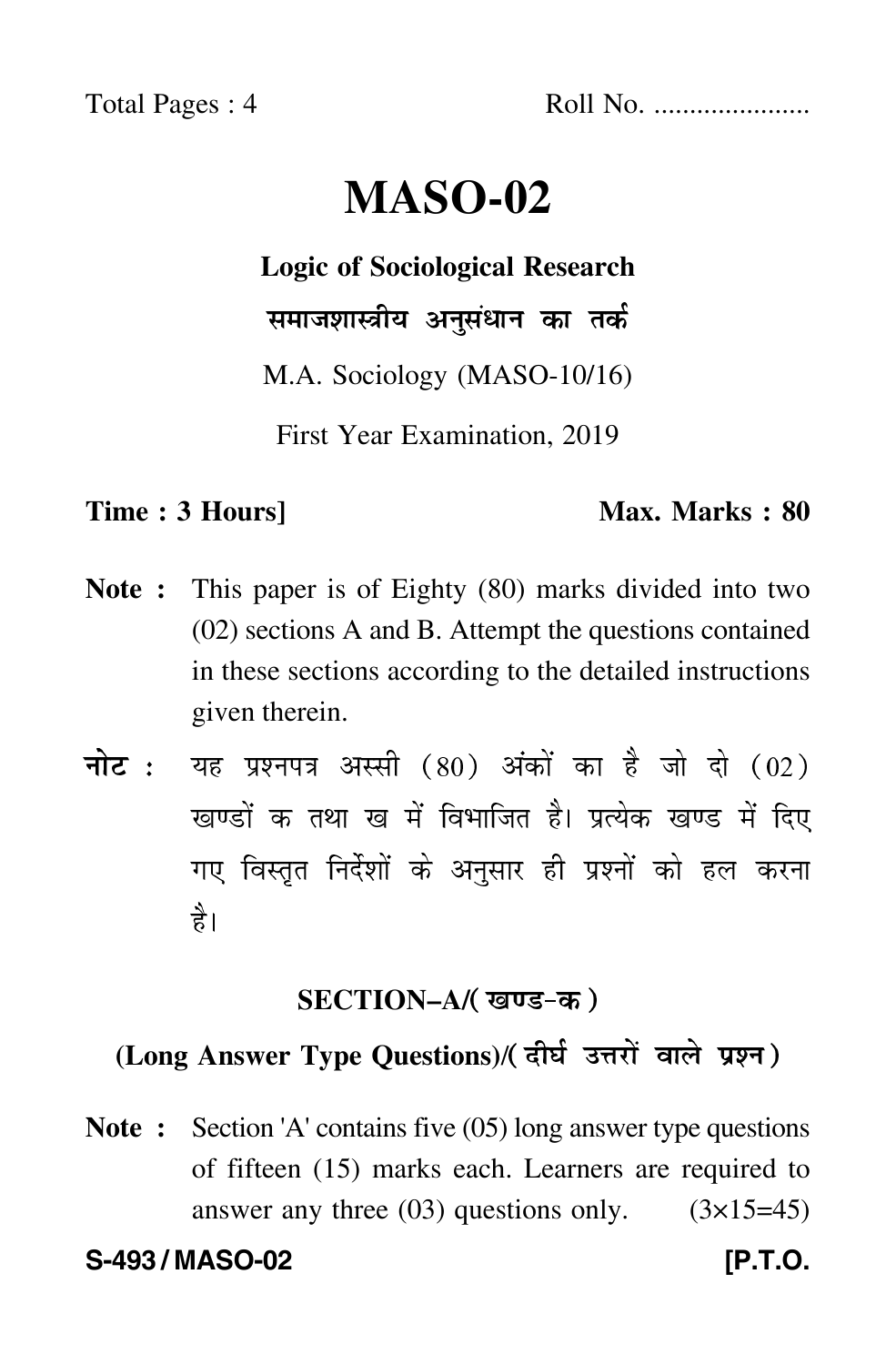Total Pages : 4 Roll No. ....................

# MASO-02

**Logic of Sociological Research**

**समाजशास्त्रीय अनुसंधान का तर्क**

M.A. Sociology (MASO-10/16)

First Year Examination, 2019

**Time : 3 Hours]** **Max. Marks : 80**

**Note :** This paper is of Eighty (80) marks divided into two (02) sections A and B. Attempt the questions contained in these sections according to the detailed instructions given therein.

**नोट :** यह प्रश्नपत्र अस्सी (80) अंकों का है जो दो (02) खण्डों क तथा ख में विभाजित है। प्रत्येक खण्ड में दिए गए विस्तृत निर्देशों के अनुसार ही प्रश्नों को हल करना है।

## SECTION–A/(खण्ड-क)

### (Long Answer Type Questions)/(दीर्घ उत्तरों वाले प्रश्न)

**Note :** Section 'A' contains five (05) long answer type questions of fifteen (15) marks each. Learners are required to answer any three (03) questions only. (3×15=45)

**S-493 / MASO-02** **[P.T.O.**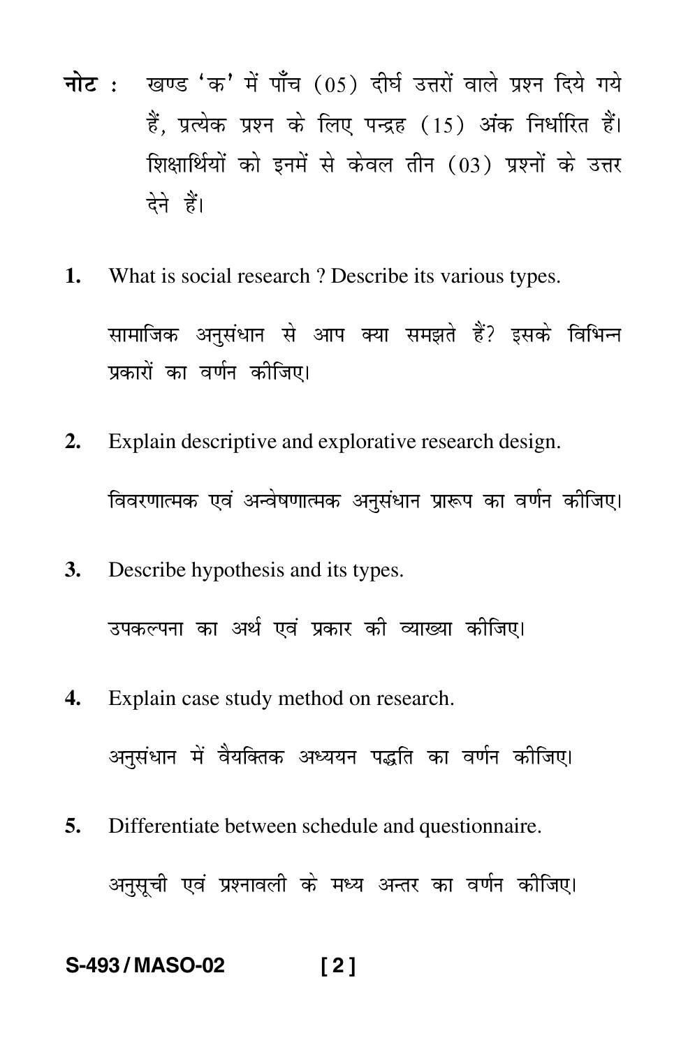**नोट :** खण्ड 'क' में पाँच (05) दीर्घ उत्तरों वाले प्रश्न दिये गये हैं, प्रत्येक प्रश्न के लिए पन्द्रह (15) अंक निर्धारित हैं। शिक्षार्थियों को इनमें से केवल तीन (03) प्रश्नों के उत्तर देने हैं।

**1.** What is social research ? Describe its various types.

सामाजिक अनुसंधान से आप क्या समझते हैं? इसके विभिन्न प्रकारों का वर्णन कीजिए।

**2.** Explain descriptive and explorative research design.

विवरणात्मक एवं अन्वेषणात्मक अनुसंधान प्रारूप का वर्णन कीजिए।

**3.** Describe hypothesis and its types.

उपकल्पना का अर्थ एवं प्रकार की व्याख्या कीजिए।

**4.** Explain case study method on research.

अनुसंधान में वैयक्तिक अध्ययन पद्धति का वर्णन कीजिए।

**5.** Differentiate between schedule and questionnaire.

अनुसूची एवं प्रश्नावली के मध्य अन्तर का वर्णन कीजिए।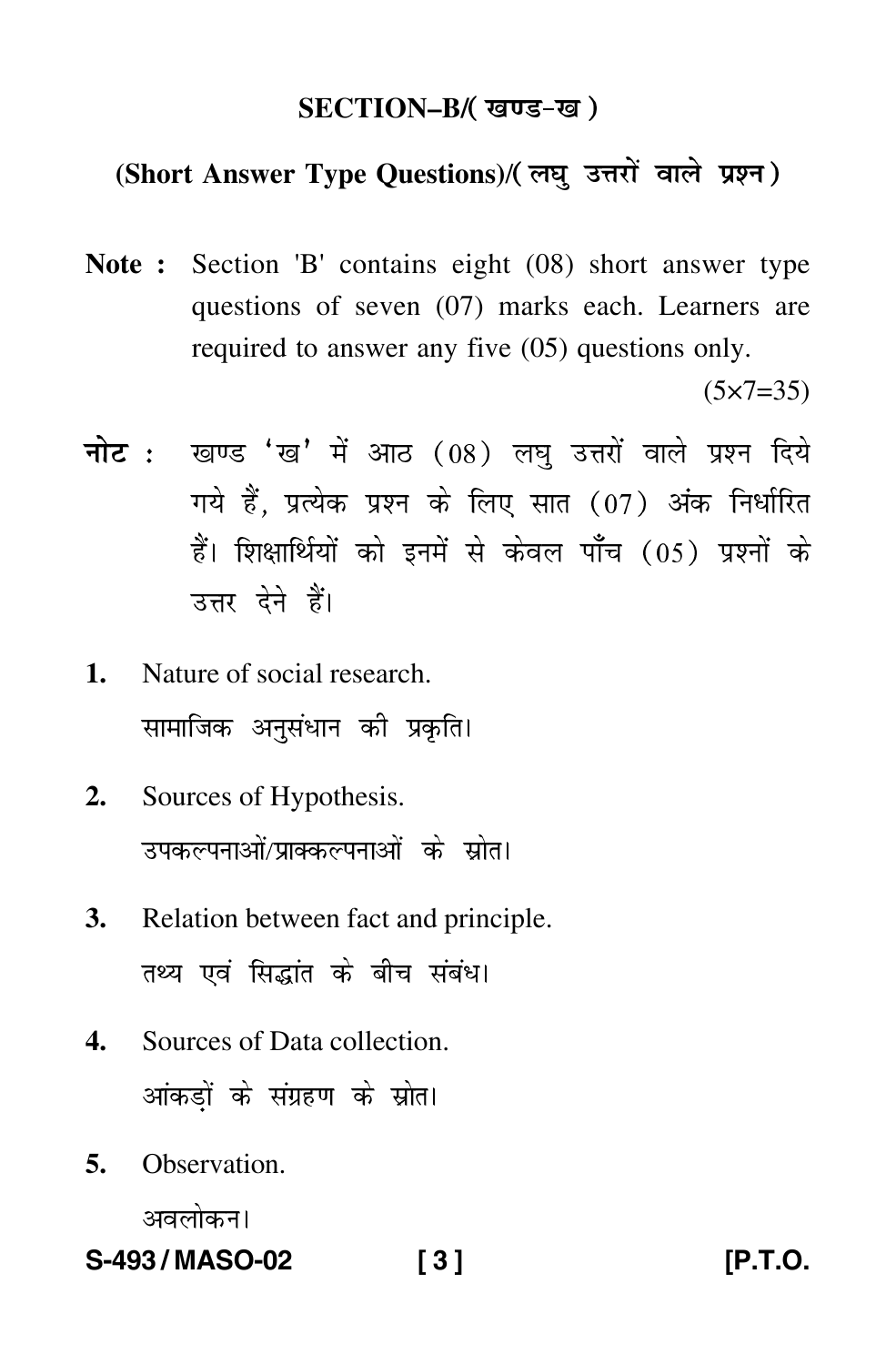## SECTION–B/( खण्ड-ख )

### (Short Answer Type Questions)/( लघु उत्तरों वाले प्रश्न )

**Note :** Section 'B' contains eight (08) short answer type questions of seven (07) marks each. Learners are required to answer any five (05) questions only.

(5×7=35)

**नोट :** खण्ड 'ख' में आठ (08) लघु उत्तरों वाले प्रश्न दिये गये हैं, प्रत्येक प्रश्न के लिए सात (07) अंक निर्धारित हैं। शिक्षार्थियों को इनमें से केवल पाँच (05) प्रश्नों के उत्तर देने हैं।

1. Nature of social research.

   सामाजिक अनुसंधान की प्रकृति।

2. Sources of Hypothesis.

   उपकल्पनाओं/प्राक्कल्पनाओं के स्रोत।

3. Relation between fact and principle.

   तथ्य एवं सिद्धांत के बीच संबंध।

4. Sources of Data collection.

   आंकड़ों के संग्रहण के स्रोत।

5. Observation.

   अवलोकन।

S-493 / MASO-02 [P.T.O.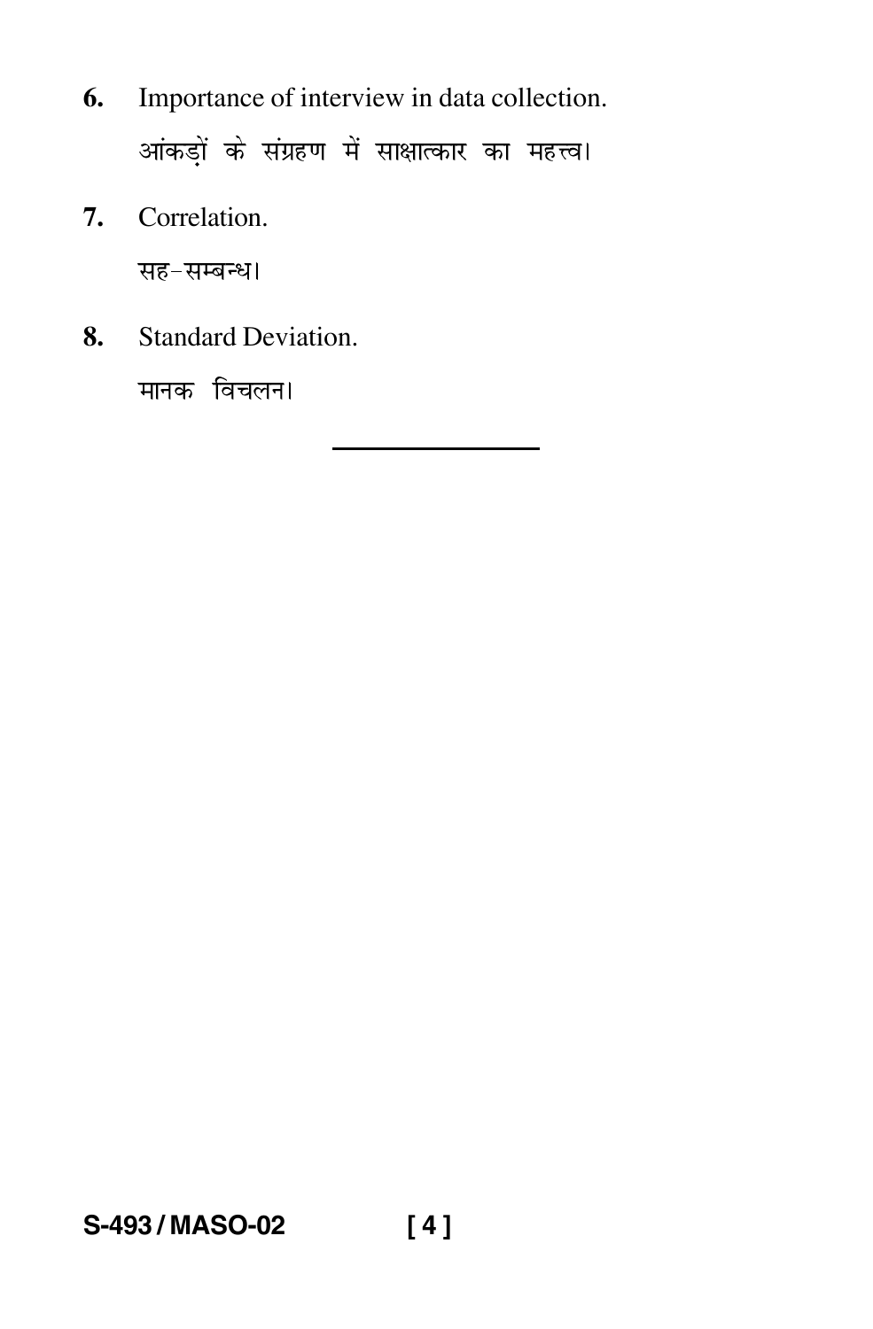**6.** Importance of interview in data collection.

आंकड़ों के संग्रहण में साक्षात्कार का महत्त्व।

**7.** Correlation.

सह-सम्बन्ध।

**8.** Standard Deviation.

मानक विचलन।